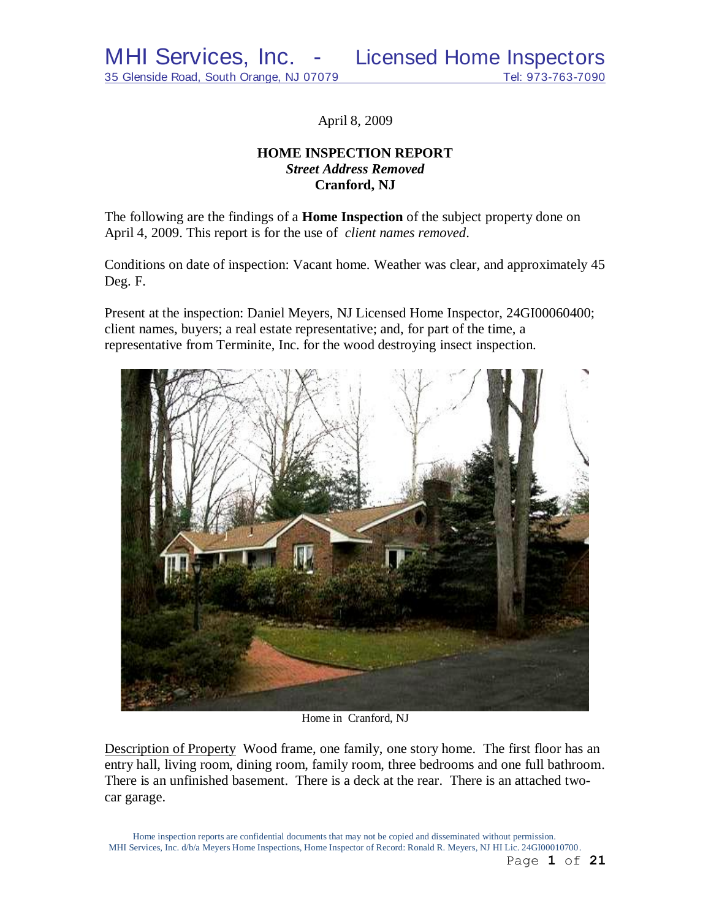MHI Services, Inc. - Licensed Home Inspectors
35 Glenside Road, South Orange, NJ 07079 Tel: 973-763-7090

April 8, 2009

**HOME INSPECTION REPORT**
***Street Address Removed***
**Cranford, NJ**

The following are the findings of a **Home Inspection** of the subject property done on April 4, 2009. This report is for the use of *client names removed*.

Conditions on date of inspection: Vacant home. Weather was clear, and approximately 45 Deg. F.

Present at the inspection: Daniel Meyers, NJ Licensed Home Inspector, 24GI00060400; client names, buyers; a real estate representative; and, for part of the time, a representative from Terminite, Inc. for the wood destroying insect inspection.

Home in Cranford, NJ

Description of Property Wood frame, one family, one story home. The first floor has an entry hall, living room, dining room, family room, three bedrooms and one full bathroom. There is an unfinished basement. There is a deck at the rear. There is an attached two-car garage.

Home inspection reports are confidential documents that may not be copied and disseminated without permission.
MHI Services, Inc. d/b/a Meyers Home Inspections, Home Inspector of Record: Ronald R. Meyers, NJ HI Lic. 24GI00010700.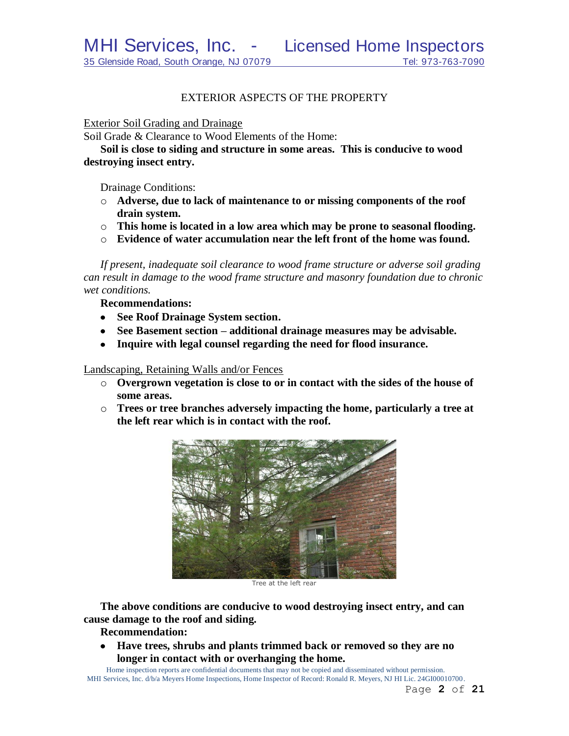## EXTERIOR ASPECTS OF THE PROPERTY

Exterior Soil Grading and Drainage

Soil Grade & Clearance to Wood Elements of the Home:

**Soil is close to siding and structure in some areas. This is conducive to wood destroying insect entry.**

Drainage Conditions:

- **Adverse, due to lack of maintenance to or missing components of the roof drain system.**
- **This home is located in a low area which may be prone to seasonal flooding.**
- **Evidence of water accumulation near the left front of the home was found.**

*If present, inadequate soil clearance to wood frame structure or adverse soil grading can result in damage to the wood frame structure and masonry foundation due to chronic wet conditions.*

**Recommendations:**

- **See Roof Drainage System section.**
- **See Basement section – additional drainage measures may be advisable.**
- **Inquire with legal counsel regarding the need for flood insurance.**

Landscaping, Retaining Walls and/or Fences

- **Overgrown vegetation is close to or in contact with the sides of the house of some areas.**
- **Trees or tree branches adversely impacting the home, particularly a tree at the left rear which is in contact with the roof.**

Tree at the left rear

**The above conditions are conducive to wood destroying insect entry, and can cause damage to the roof and siding.**

**Recommendation:**

- **Have trees, shrubs and plants trimmed back or removed so they are no longer in contact with or overhanging the home.**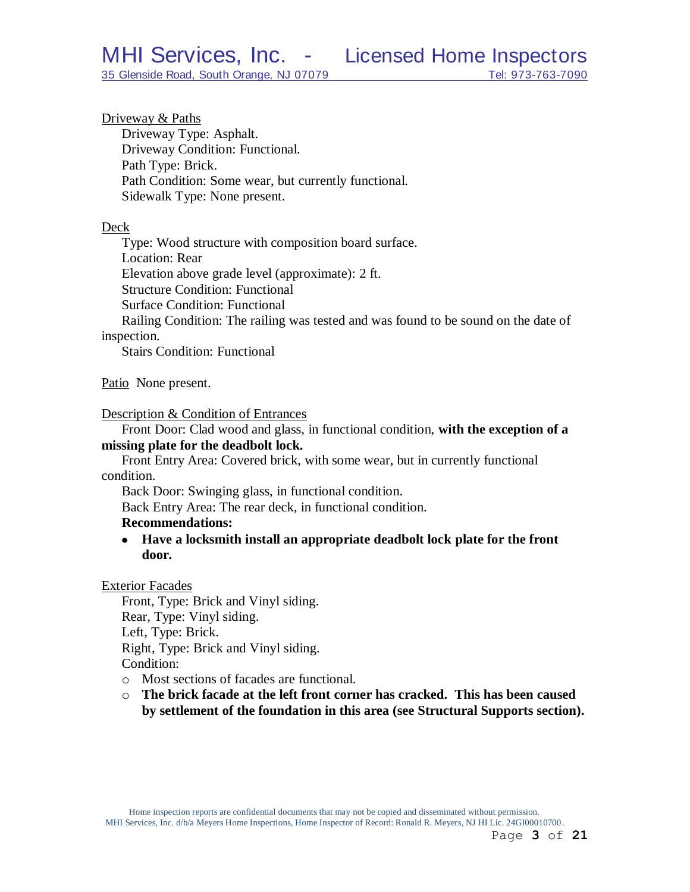Driveway & Paths

Driveway Type: Asphalt.
Driveway Condition: Functional.
Path Type: Brick.
Path Condition: Some wear, but currently functional.
Sidewalk Type: None present.

Deck

Type: Wood structure with composition board surface.
Location: Rear
Elevation above grade level (approximate): 2 ft.
Structure Condition: Functional
Surface Condition: Functional
Railing Condition: The railing was tested and was found to be sound on the date of inspection.
Stairs Condition: Functional

Patio None present.

Description & Condition of Entrances

Front Door: Clad wood and glass, in functional condition, **with the exception of a missing plate for the deadbolt lock.**
Front Entry Area: Covered brick, with some wear, but in currently functional condition.
Back Door: Swinging glass, in functional condition.
Back Entry Area: The rear deck, in functional condition.

**Recommendations:**

- **Have a locksmith install an appropriate deadbolt lock plate for the front door.**

Exterior Facades

Front, Type: Brick and Vinyl siding.
Rear, Type: Vinyl siding.
Left, Type: Brick.
Right, Type: Brick and Vinyl siding.
Condition:

- Most sections of facades are functional.
- **The brick facade at the left front corner has cracked. This has been caused by settlement of the foundation in this area (see Structural Supports section).**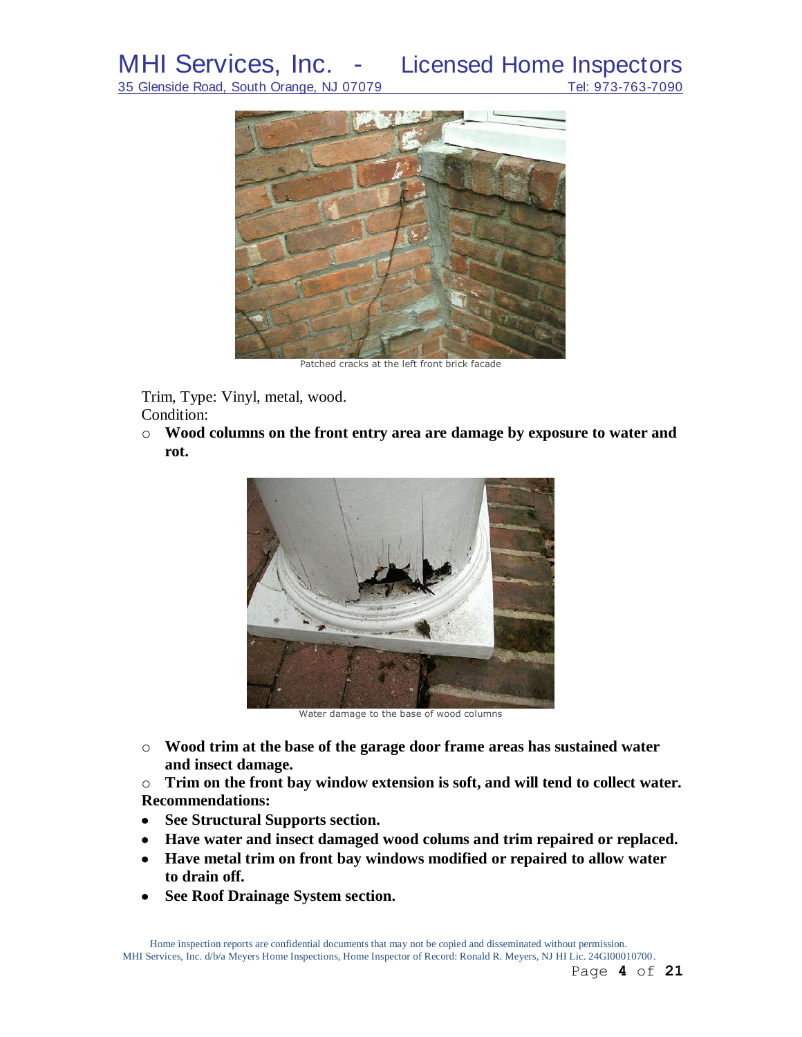Patched cracks at the left front brick facade

Trim, Type: Vinyl, metal, wood.
Condition:

- **Wood columns on the front entry area are damage by exposure to water and rot.**

Water damage to the base of wood columns

- **Wood trim at the base of the garage door frame areas has sustained water and insect damage.**
- **Trim on the front bay window extension is soft, and will tend to collect water.**

**Recommendations:**

- **See Structural Supports section.**
- **Have water and insect damaged wood colums and trim repaired or replaced.**
- **Have metal trim on front bay windows modified or repaired to allow water to drain off.**
- **See Roof Drainage System section.**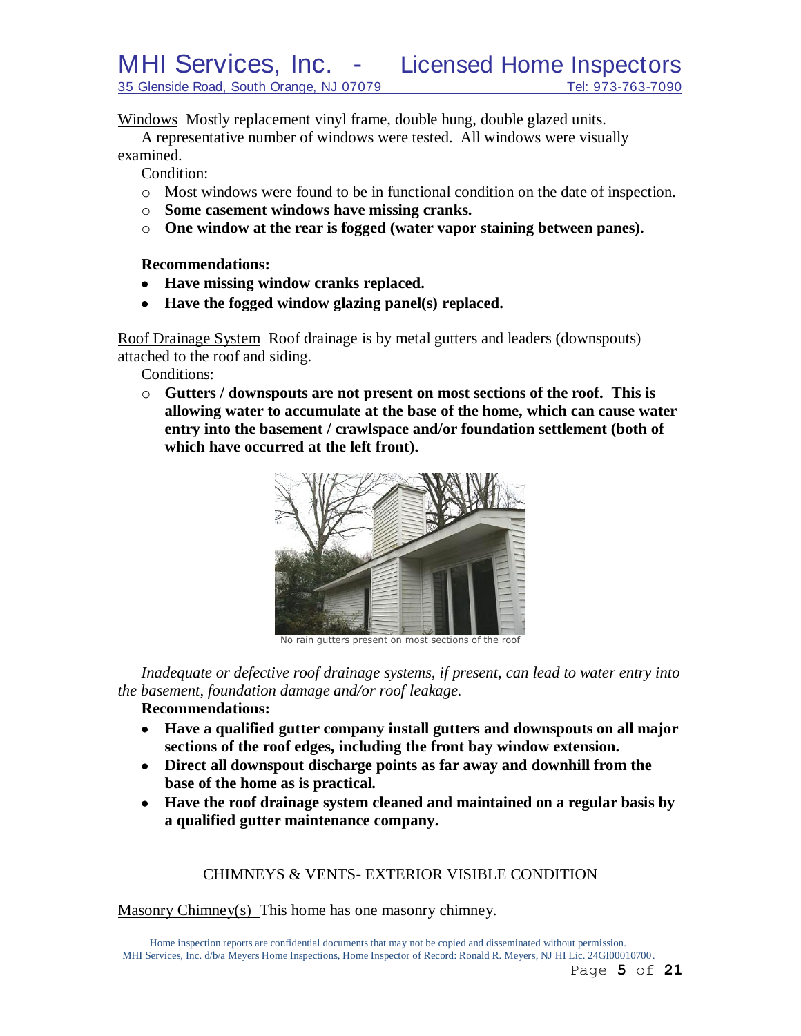Windows Mostly replacement vinyl frame, double hung, double glazed units.

A representative number of windows were tested. All windows were visually examined.

Condition:

- Most windows were found to be in functional condition on the date of inspection.
- **Some casement windows have missing cranks.**
- **One window at the rear is fogged (water vapor staining between panes).**

**Recommendations:**

- **Have missing window cranks replaced.**
- **Have the fogged window glazing panel(s) replaced.**

Roof Drainage System Roof drainage is by metal gutters and leaders (downspouts) attached to the roof and siding.

Conditions:

- **Gutters / downspouts are not present on most sections of the roof. This is allowing water to accumulate at the base of the home, which can cause water entry into the basement / crawlspace and/or foundation settlement (both of which have occurred at the left front).**

No rain gutters present on most sections of the roof

*Inadequate or defective roof drainage systems, if present, can lead to water entry into the basement, foundation damage and/or roof leakage.*

**Recommendations:**

- **Have a qualified gutter company install gutters and downspouts on all major sections of the roof edges, including the front bay window extension.**
- **Direct all downspout discharge points as far away and downhill from the base of the home as is practical.**
- **Have the roof drainage system cleaned and maintained on a regular basis by a qualified gutter maintenance company.**

## CHIMNEYS & VENTS- EXTERIOR VISIBLE CONDITION

Masonry Chimney(s) This home has one masonry chimney.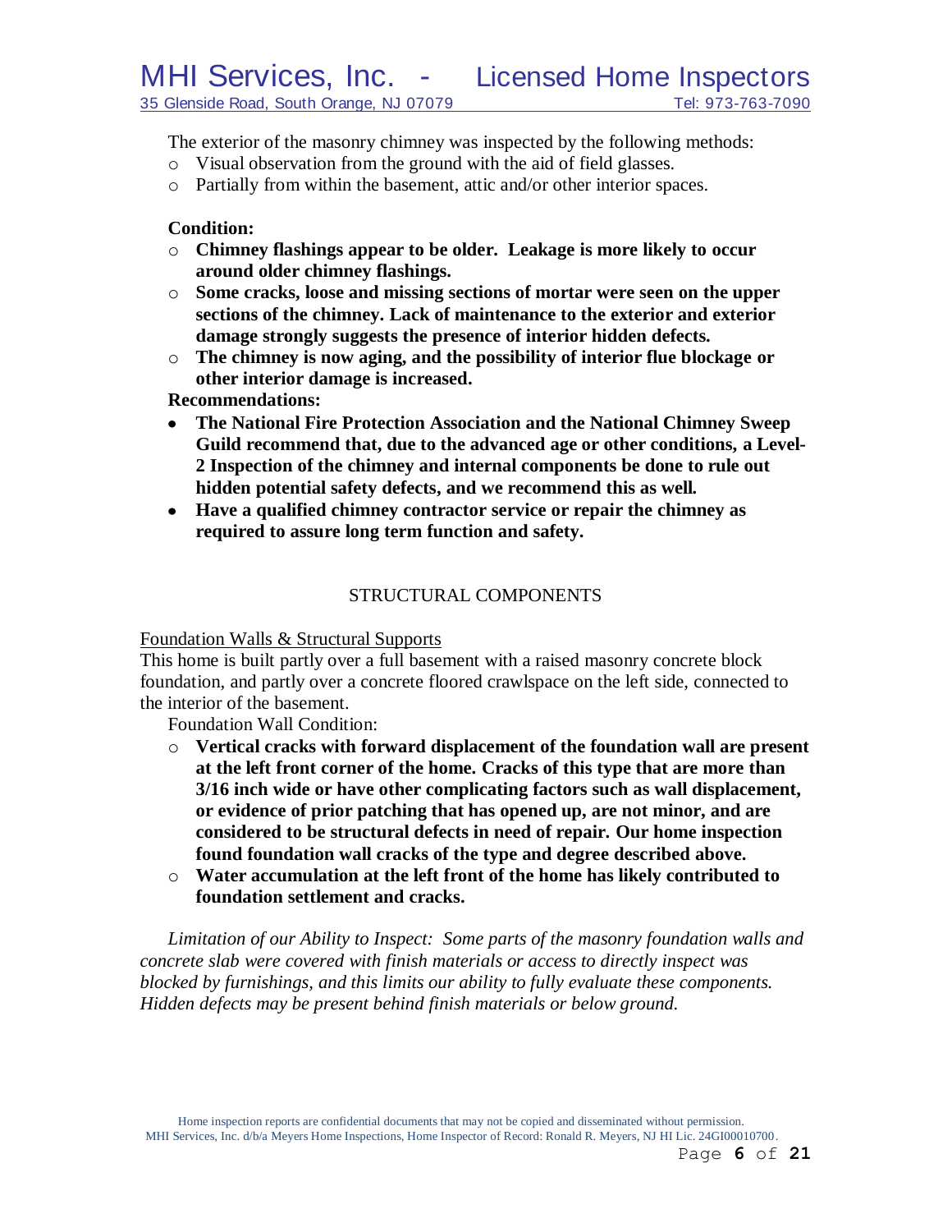The exterior of the masonry chimney was inspected by the following methods:

- Visual observation from the ground with the aid of field glasses.
- Partially from within the basement, attic and/or other interior spaces.

**Condition:**

- **Chimney flashings appear to be older. Leakage is more likely to occur around older chimney flashings.**
- **Some cracks, loose and missing sections of mortar were seen on the upper sections of the chimney. Lack of maintenance to the exterior and exterior damage strongly suggests the presence of interior hidden defects.**
- **The chimney is now aging, and the possibility of interior flue blockage or other interior damage is increased.**

**Recommendations:**

- **The National Fire Protection Association and the National Chimney Sweep Guild recommend that, due to the advanced age or other conditions, a Level-2 Inspection of the chimney and internal components be done to rule out hidden potential safety defects, and we recommend this as well.**
- **Have a qualified chimney contractor service or repair the chimney as required to assure long term function and safety.**

## STRUCTURAL COMPONENTS

### Foundation Walls & Structural Supports

This home is built partly over a full basement with a raised masonry concrete block foundation, and partly over a concrete floored crawlspace on the left side, connected to the interior of the basement.

Foundation Wall Condition:

- **Vertical cracks with forward displacement of the foundation wall are present at the left front corner of the home. Cracks of this type that are more than 3/16 inch wide or have other complicating factors such as wall displacement, or evidence of prior patching that has opened up, are not minor, and are considered to be structural defects in need of repair. Our home inspection found foundation wall cracks of the type and degree described above.**
- **Water accumulation at the left front of the home has likely contributed to foundation settlement and cracks.**

*Limitation of our Ability to Inspect: Some parts of the masonry foundation walls and concrete slab were covered with finish materials or access to directly inspect was blocked by furnishings, and this limits our ability to fully evaluate these components. Hidden defects may be present behind finish materials or below ground.*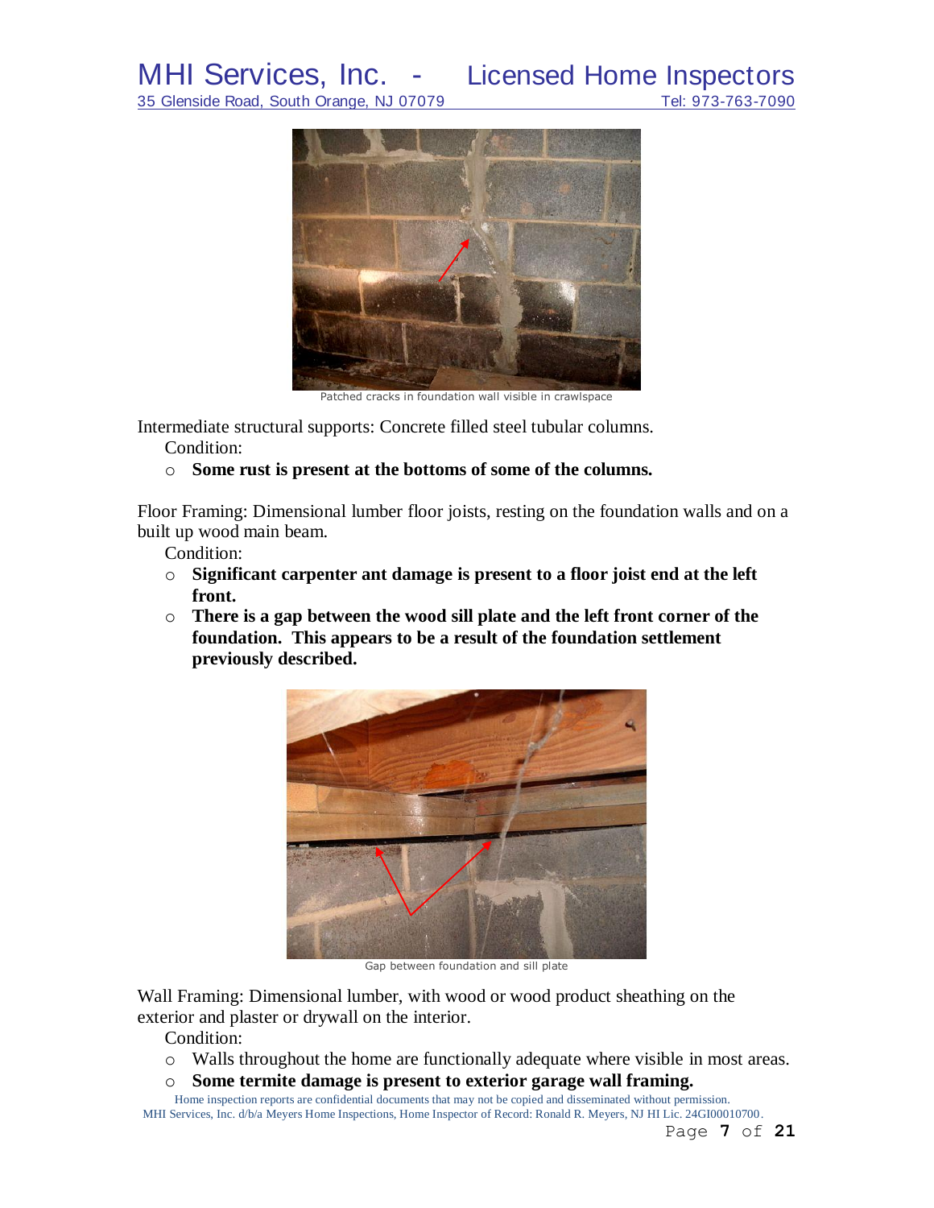Patched cracks in foundation wall visible in crawlspace

Intermediate structural supports: Concrete filled steel tubular columns.

Condition:

- **Some rust is present at the bottoms of some of the columns.**

Floor Framing: Dimensional lumber floor joists, resting on the foundation walls and on a built up wood main beam.

Condition:

- **Significant carpenter ant damage is present to a floor joist end at the left front.**
- **There is a gap between the wood sill plate and the left front corner of the foundation. This appears to be a result of the foundation settlement previously described.**

Gap between foundation and sill plate

Wall Framing: Dimensional lumber, with wood or wood product sheathing on the exterior and plaster or drywall on the interior.

Condition:

- Walls throughout the home are functionally adequate where visible in most areas.
- **Some termite damage is present to exterior garage wall framing.**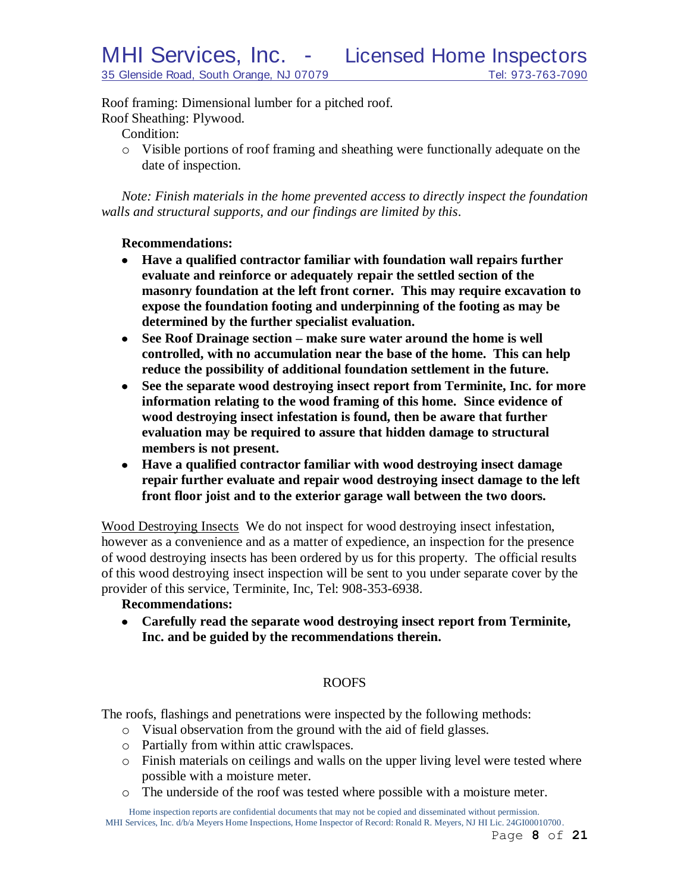Roof framing: Dimensional lumber for a pitched roof.
Roof Sheathing: Plywood.

Condition:

- Visible portions of roof framing and sheathing were functionally adequate on the date of inspection.

*Note: Finish materials in the home prevented access to directly inspect the foundation walls and structural supports, and our findings are limited by this.*

**Recommendations:**

- **Have a qualified contractor familiar with foundation wall repairs further evaluate and reinforce or adequately repair the settled section of the masonry foundation at the left front corner. This may require excavation to expose the foundation footing and underpinning of the footing as may be determined by the further specialist evaluation.**
- **See Roof Drainage section – make sure water around the home is well controlled, with no accumulation near the base of the home. This can help reduce the possibility of additional foundation settlement in the future.**
- **See the separate wood destroying insect report from Terminite, Inc. for more information relating to the wood framing of this home. Since evidence of wood destroying insect infestation is found, then be aware that further evaluation may be required to assure that hidden damage to structural members is not present.**
- **Have a qualified contractor familiar with wood destroying insect damage repair further evaluate and repair wood destroying insect damage to the left front floor joist and to the exterior garage wall between the two doors.**

<u>Wood Destroying Insects</u> We do not inspect for wood destroying insect infestation, however as a convenience and as a matter of expedience, an inspection for the presence of wood destroying insects has been ordered by us for this property. The official results of this wood destroying insect inspection will be sent to you under separate cover by the provider of this service, Terminite, Inc, Tel: 908-353-6938.

**Recommendations:**

- **Carefully read the separate wood destroying insect report from Terminite, Inc. and be guided by the recommendations therein.**

## ROOFS

The roofs, flashings and penetrations were inspected by the following methods:

- Visual observation from the ground with the aid of field glasses.
- Partially from within attic crawlspaces.
- Finish materials on ceilings and walls on the upper living level were tested where possible with a moisture meter.
- The underside of the roof was tested where possible with a moisture meter.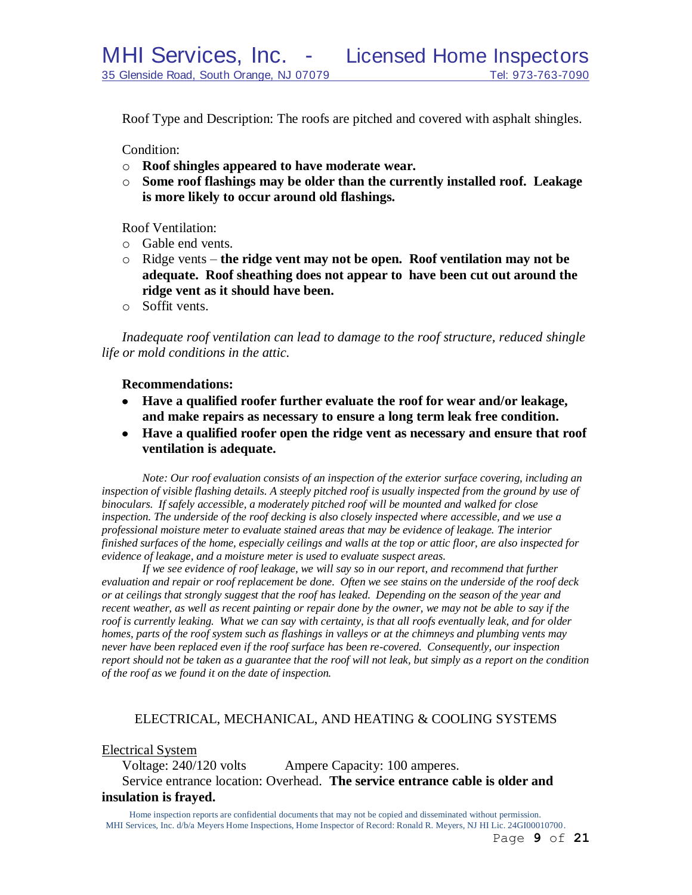Roof Type and Description: The roofs are pitched and covered with asphalt shingles.

Condition:

- **Roof shingles appeared to have moderate wear.**
- **Some roof flashings may be older than the currently installed roof. Leakage is more likely to occur around old flashings.**

Roof Ventilation:

- Gable end vents.
- Ridge vents – **the ridge vent may not be open. Roof ventilation may not be adequate. Roof sheathing does not appear to have been cut out around the ridge vent as it should have been.**
- Soffit vents.

*Inadequate roof ventilation can lead to damage to the roof structure, reduced shingle life or mold conditions in the attic.*

**Recommendations:**

- **Have a qualified roofer further evaluate the roof for wear and/or leakage, and make repairs as necessary to ensure a long term leak free condition.**
- **Have a qualified roofer open the ridge vent as necessary and ensure that roof ventilation is adequate.**

*Note: Our roof evaluation consists of an inspection of the exterior surface covering, including an inspection of visible flashing details. A steeply pitched roof is usually inspected from the ground by use of binoculars. If safely accessible, a moderately pitched roof will be mounted and walked for close inspection. The underside of the roof decking is also closely inspected where accessible, and we use a professional moisture meter to evaluate stained areas that may be evidence of leakage. The interior finished surfaces of the home, especially ceilings and walls at the top or attic floor, are also inspected for evidence of leakage, and a moisture meter is used to evaluate suspect areas.*

*If we see evidence of roof leakage, we will say so in our report, and recommend that further evaluation and repair or roof replacement be done. Often we see stains on the underside of the roof deck or at ceilings that strongly suggest that the roof has leaked. Depending on the season of the year and recent weather, as well as recent painting or repair done by the owner, we may not be able to say if the roof is currently leaking. What we can say with certainty, is that all roofs eventually leak, and for older homes, parts of the roof system such as flashings in valleys or at the chimneys and plumbing vents may never have been replaced even if the roof surface has been re-covered. Consequently, our inspection report should not be taken as a guarantee that the roof will not leak, but simply as a report on the condition of the roof as we found it on the date of inspection.*

## ELECTRICAL, MECHANICAL, AND HEATING & COOLING SYSTEMS

### Electrical System

Voltage: 240/120 volts Ampere Capacity: 100 amperes.

Service entrance location: Overhead. **The service entrance cable is older and insulation is frayed.**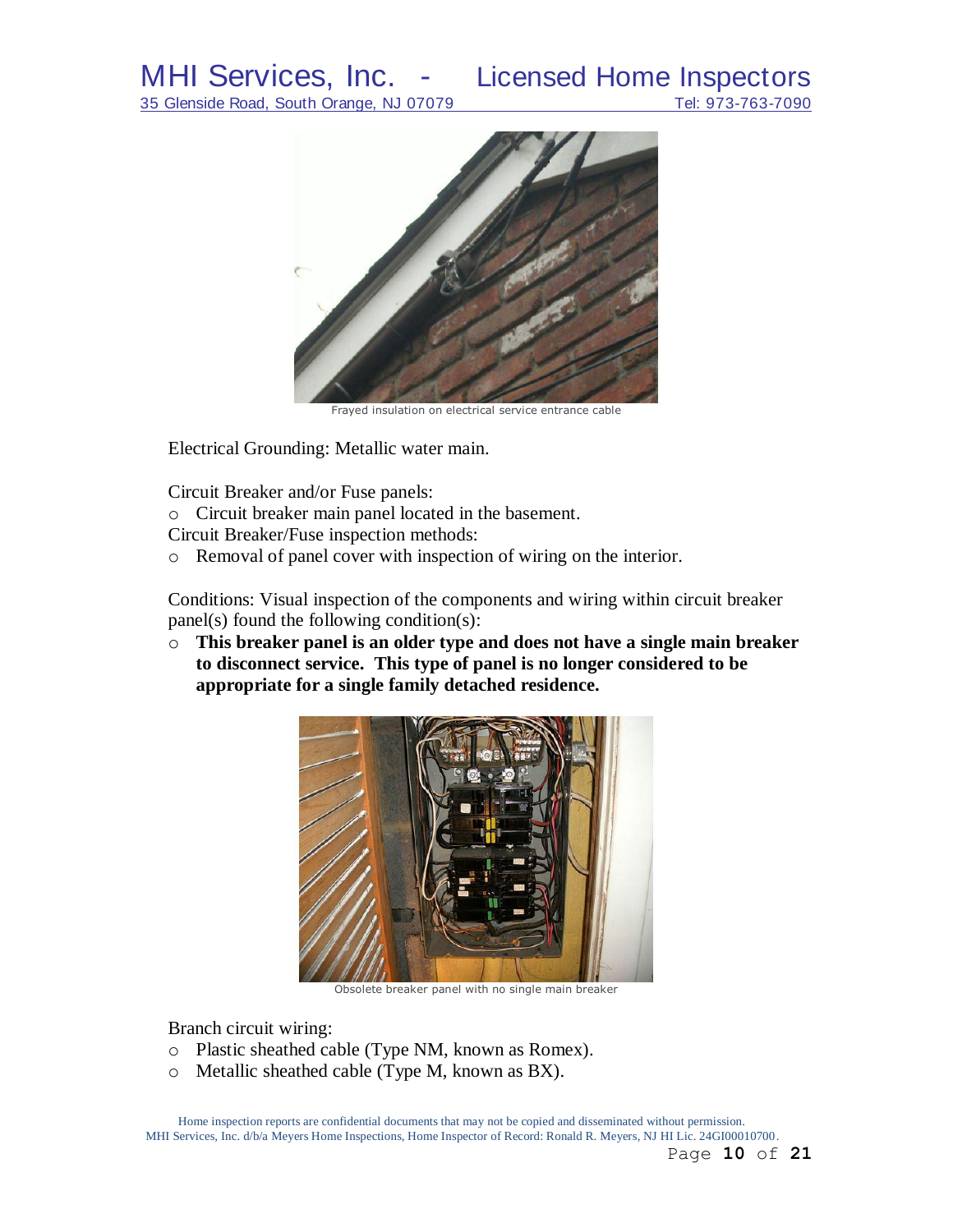Frayed insulation on electrical service entrance cable

Electrical Grounding: Metallic water main.

Circuit Breaker and/or Fuse panels:

- Circuit breaker main panel located in the basement.

Circuit Breaker/Fuse inspection methods:

- Removal of panel cover with inspection of wiring on the interior.

Conditions: Visual inspection of the components and wiring within circuit breaker panel(s) found the following condition(s):

- **This breaker panel is an older type and does not have a single main breaker to disconnect service. This type of panel is no longer considered to be appropriate for a single family detached residence.**

Obsolete breaker panel with no single main breaker

Branch circuit wiring:

- Plastic sheathed cable (Type NM, known as Romex).
- Metallic sheathed cable (Type M, known as BX).

Home inspection reports are confidential documents that may not be copied and disseminated without permission.
MHI Services, Inc. d/b/a Meyers Home Inspections, Home Inspector of Record: Ronald R. Meyers, NJ HI Lic. 24GI00010700.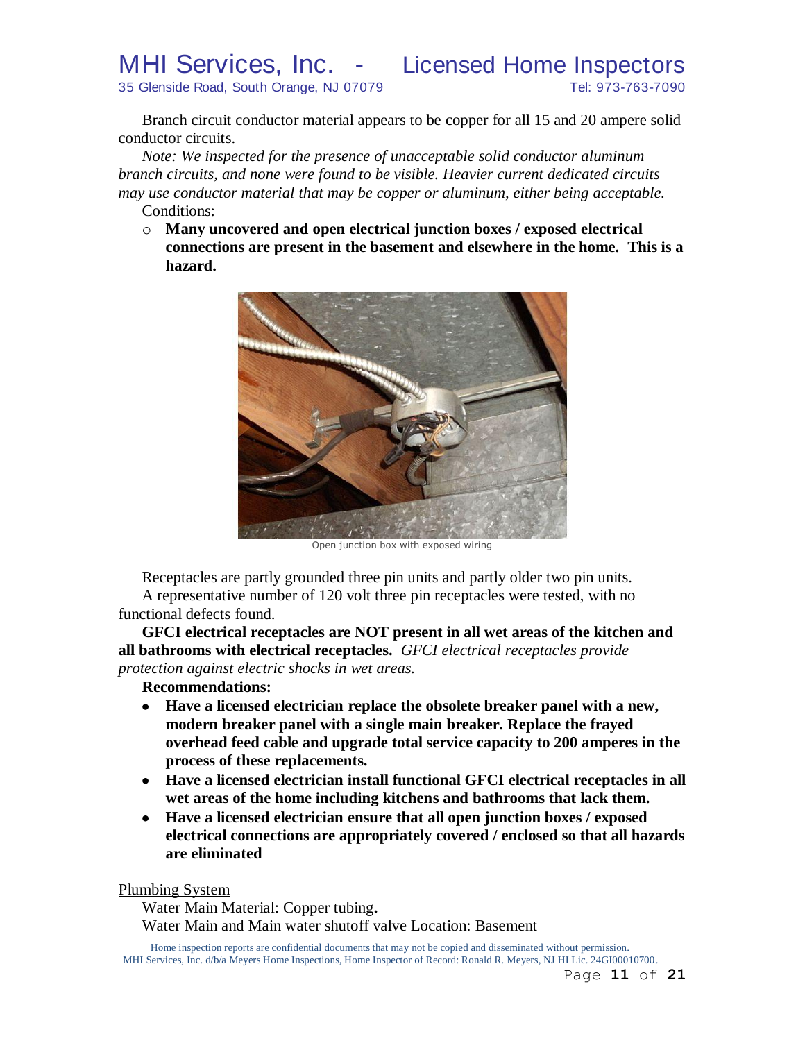Branch circuit conductor material appears to be copper for all 15 and 20 ampere solid conductor circuits.

*Note: We inspected for the presence of unacceptable solid conductor aluminum branch circuits, and none were found to be visible. Heavier current dedicated circuits may use conductor material that may be copper or aluminum, either being acceptable.*

Conditions:

- **Many uncovered and open electrical junction boxes / exposed electrical connections are present in the basement and elsewhere in the home. This is a hazard.**

Open junction box with exposed wiring

Receptacles are partly grounded three pin units and partly older two pin units.

A representative number of 120 volt three pin receptacles were tested, with no functional defects found.

**GFCI electrical receptacles are NOT present in all wet areas of the kitchen and all bathrooms with electrical receptacles.** *GFCI electrical receptacles provide protection against electric shocks in wet areas.*

**Recommendations:**

- **Have a licensed electrician replace the obsolete breaker panel with a new, modern breaker panel with a single main breaker. Replace the frayed overhead feed cable and upgrade total service capacity to 200 amperes in the process of these replacements.**
- **Have a licensed electrician install functional GFCI electrical receptacles in all wet areas of the home including kitchens and bathrooms that lack them.**
- **Have a licensed electrician ensure that all open junction boxes / exposed electrical connections are appropriately covered / enclosed so that all hazards are eliminated**

## Plumbing System

Water Main Material: Copper tubing**.**

Water Main and Main water shutoff valve Location: Basement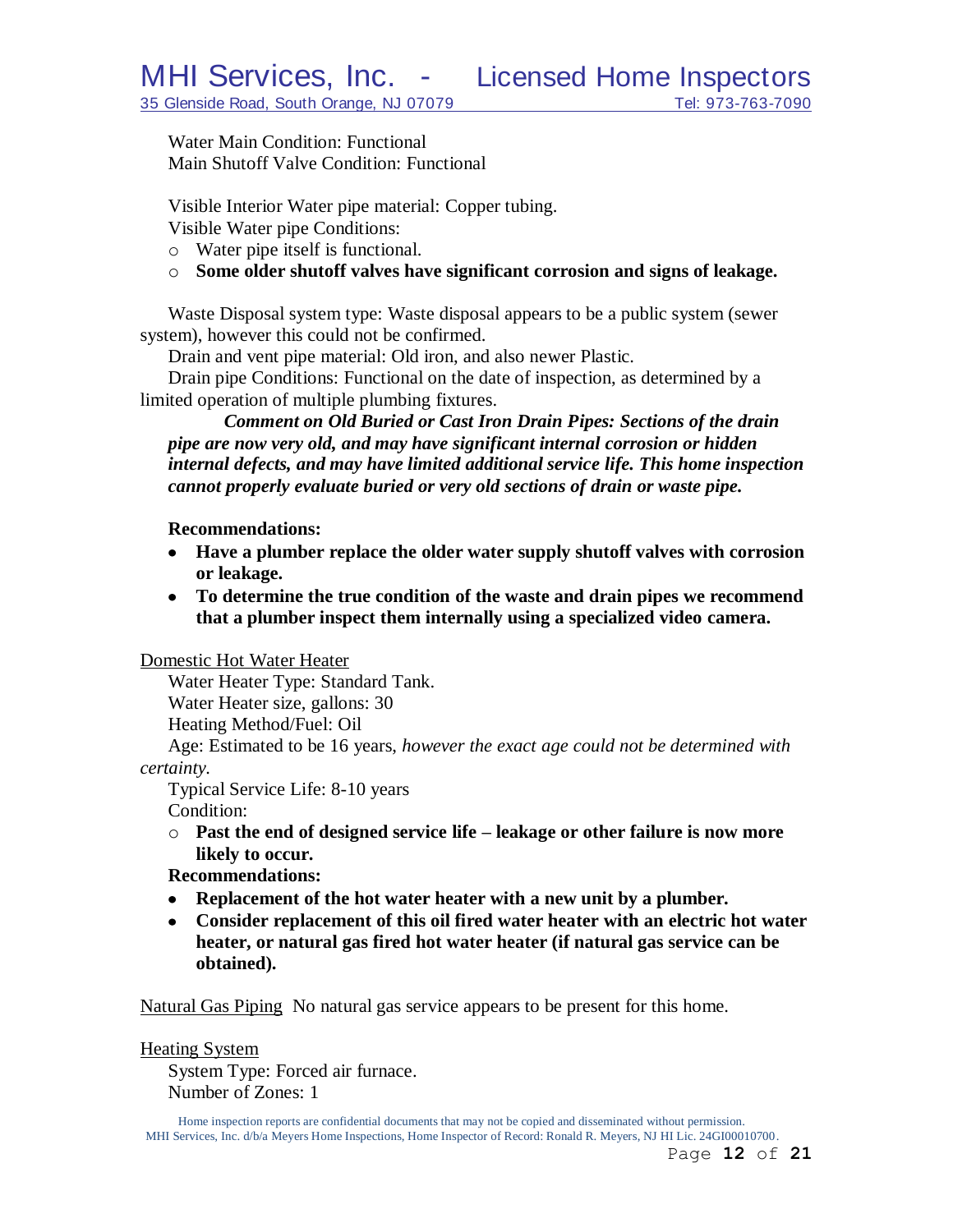Water Main Condition: Functional
Main Shutoff Valve Condition: Functional

Visible Interior Water pipe material: Copper tubing.
Visible Water pipe Conditions:

- Water pipe itself is functional.
- **Some older shutoff valves have significant corrosion and signs of leakage.**

Waste Disposal system type: Waste disposal appears to be a public system (sewer system), however this could not be confirmed.

Drain and vent pipe material: Old iron, and also newer Plastic.

Drain pipe Conditions: Functional on the date of inspection, as determined by a limited operation of multiple plumbing fixtures.

***Comment on Old Buried or Cast Iron Drain Pipes: Sections of the drain pipe are now very old, and may have significant internal corrosion or hidden internal defects, and may have limited additional service life. This home inspection cannot properly evaluate buried or very old sections of drain or waste pipe.***

**Recommendations:**

- **Have a plumber replace the older water supply shutoff valves with corrosion or leakage.**
- **To determine the true condition of the waste and drain pipes we recommend that a plumber inspect them internally using a specialized video camera.**

Domestic Hot Water Heater

Water Heater Type: Standard Tank.
Water Heater size, gallons: 30
Heating Method/Fuel: Oil
Age: Estimated to be 16 years, *however the exact age could not be determined with certainty.*
Typical Service Life: 8-10 years
Condition:

- **Past the end of designed service life – leakage or other failure is now more likely to occur.**

**Recommendations:**

- **Replacement of the hot water heater with a new unit by a plumber.**
- **Consider replacement of this oil fired water heater with an electric hot water heater, or natural gas fired hot water heater (if natural gas service can be obtained).**

Natural Gas Piping No natural gas service appears to be present for this home.

Heating System

System Type: Forced air furnace.
Number of Zones: 1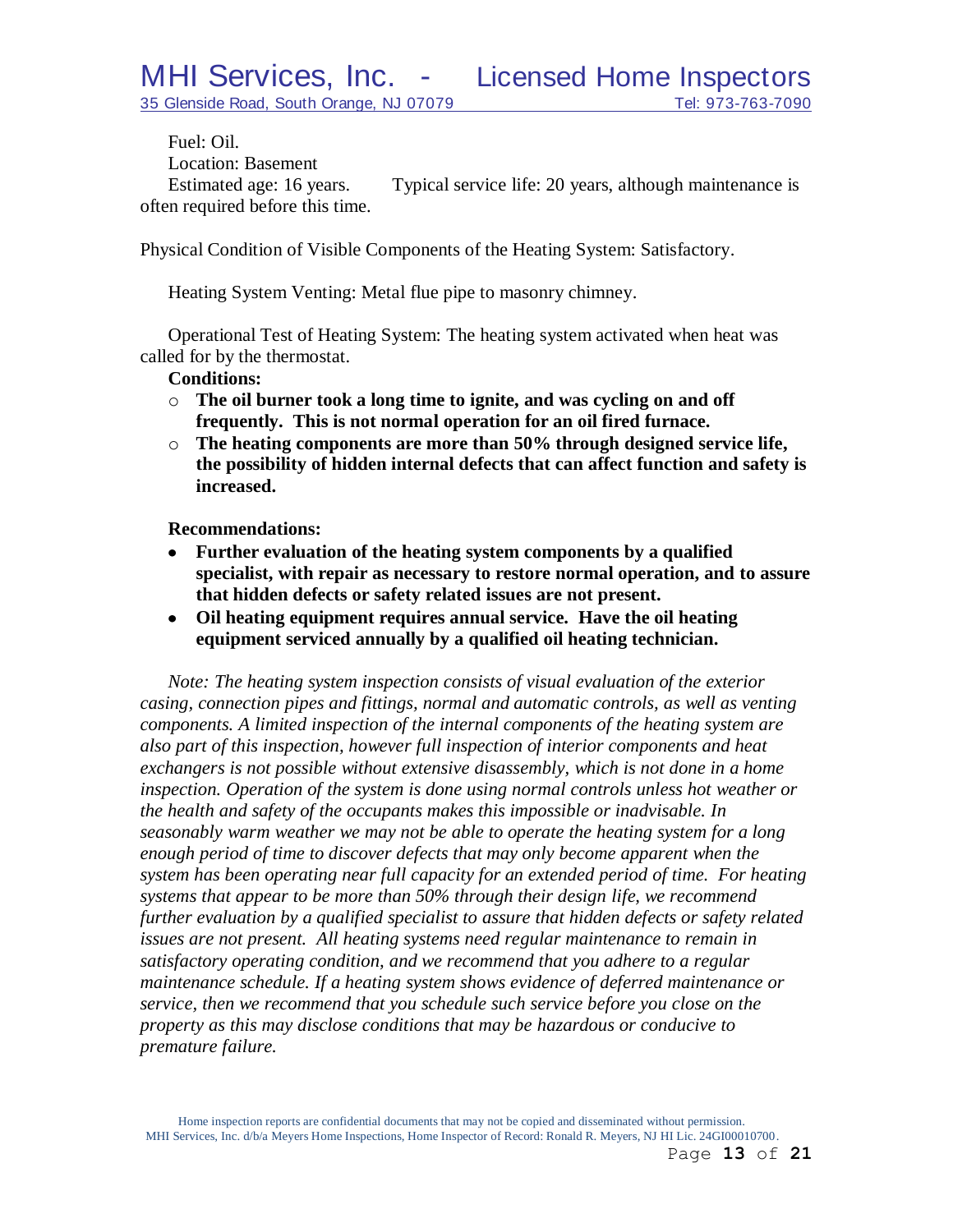Fuel: Oil.

Location: Basement

Estimated age: 16 years. Typical service life: 20 years, although maintenance is often required before this time.

Physical Condition of Visible Components of the Heating System: Satisfactory.

Heating System Venting: Metal flue pipe to masonry chimney.

Operational Test of Heating System: The heating system activated when heat was called for by the thermostat.

**Conditions:**

- **The oil burner took a long time to ignite, and was cycling on and off frequently. This is not normal operation for an oil fired furnace.**
- **The heating components are more than 50% through designed service life, the possibility of hidden internal defects that can affect function and safety is increased.**

**Recommendations:**

- **Further evaluation of the heating system components by a qualified specialist, with repair as necessary to restore normal operation, and to assure that hidden defects or safety related issues are not present.**
- **Oil heating equipment requires annual service. Have the oil heating equipment serviced annually by a qualified oil heating technician.**

*Note: The heating system inspection consists of visual evaluation of the exterior casing, connection pipes and fittings, normal and automatic controls, as well as venting components. A limited inspection of the internal components of the heating system are also part of this inspection, however full inspection of interior components and heat exchangers is not possible without extensive disassembly, which is not done in a home inspection. Operation of the system is done using normal controls unless hot weather or the health and safety of the occupants makes this impossible or inadvisable. In seasonably warm weather we may not be able to operate the heating system for a long enough period of time to discover defects that may only become apparent when the system has been operating near full capacity for an extended period of time. For heating systems that appear to be more than 50% through their design life, we recommend further evaluation by a qualified specialist to assure that hidden defects or safety related issues are not present. All heating systems need regular maintenance to remain in satisfactory operating condition, and we recommend that you adhere to a regular maintenance schedule. If a heating system shows evidence of deferred maintenance or service, then we recommend that you schedule such service before you close on the property as this may disclose conditions that may be hazardous or conducive to premature failure.*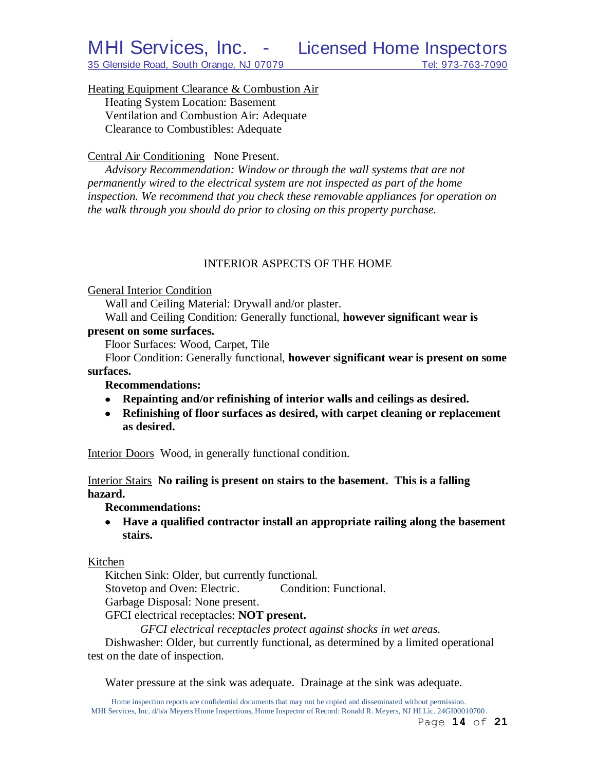Heating Equipment Clearance & Combustion Air

Heating System Location: Basement
Ventilation and Combustion Air: Adequate
Clearance to Combustibles: Adequate

Central Air Conditioning None Present.

*Advisory Recommendation: Window or through the wall systems that are not permanently wired to the electrical system are not inspected as part of the home inspection. We recommend that you check these removable appliances for operation on the walk through you should do prior to closing on this property purchase.*

## INTERIOR ASPECTS OF THE HOME

General Interior Condition

Wall and Ceiling Material: Drywall and/or plaster.
Wall and Ceiling Condition: Generally functional, **however significant wear is present on some surfaces.**
Floor Surfaces: Wood, Carpet, Tile
Floor Condition: Generally functional, **however significant wear is present on some surfaces.**

**Recommendations:**

- **Repainting and/or refinishing of interior walls and ceilings as desired.**
- **Refinishing of floor surfaces as desired, with carpet cleaning or replacement as desired.**

Interior Doors Wood, in generally functional condition.

Interior Stairs **No railing is present on stairs to the basement. This is a falling hazard.**

**Recommendations:**

- **Have a qualified contractor install an appropriate railing along the basement stairs.**

Kitchen

Kitchen Sink: Older, but currently functional.
Stovetop and Oven: Electric. Condition: Functional.
Garbage Disposal: None present.
GFCI electrical receptacles: **NOT present.**

*GFCI electrical receptacles protect against shocks in wet areas.*

Dishwasher: Older, but currently functional, as determined by a limited operational test on the date of inspection.

Water pressure at the sink was adequate. Drainage at the sink was adequate.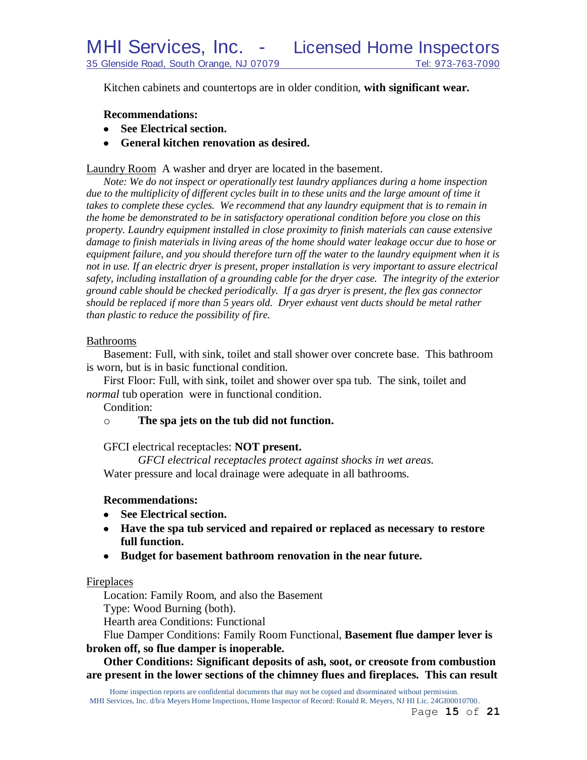Kitchen cabinets and countertops are in older condition, **with significant wear.**

**Recommendations:**

- **See Electrical section.**
- **General kitchen renovation as desired.**

Laundry Room  A washer and dryer are located in the basement.

*Note: We do not inspect or operationally test laundry appliances during a home inspection due to the multiplicity of different cycles built in to these units and the large amount of time it takes to complete these cycles. We recommend that any laundry equipment that is to remain in the home be demonstrated to be in satisfactory operational condition before you close on this property. Laundry equipment installed in close proximity to finish materials can cause extensive damage to finish materials in living areas of the home should water leakage occur due to hose or equipment failure, and you should therefore turn off the water to the laundry equipment when it is not in use. If an electric dryer is present, proper installation is very important to assure electrical safety, including installation of a grounding cable for the dryer case. The integrity of the exterior ground cable should be checked periodically. If a gas dryer is present, the flex gas connector should be replaced if more than 5 years old. Dryer exhaust vent ducts should be metal rather than plastic to reduce the possibility of fire.*

Bathrooms

Basement: Full, with sink, toilet and stall shower over concrete base. This bathroom is worn, but is in basic functional condition.

First Floor: Full, with sink, toilet and shower over spa tub. The sink, toilet and *normal* tub operation were in functional condition.

Condition:

- **The spa jets on the tub did not function.**

GFCI electrical receptacles: **NOT present.**

*GFCI electrical receptacles protect against shocks in wet areas.*

Water pressure and local drainage were adequate in all bathrooms.

**Recommendations:**

- **See Electrical section.**
- **Have the spa tub serviced and repaired or replaced as necessary to restore full function.**
- **Budget for basement bathroom renovation in the near future.**

Fireplaces

Location: Family Room, and also the Basement

Type: Wood Burning (both).

Hearth area Conditions: Functional

Flue Damper Conditions: Family Room Functional, **Basement flue damper lever is broken off, so flue damper is inoperable.**

**Other Conditions: Significant deposits of ash, soot, or creosote from combustion are present in the lower sections of the chimney flues and fireplaces. This can result**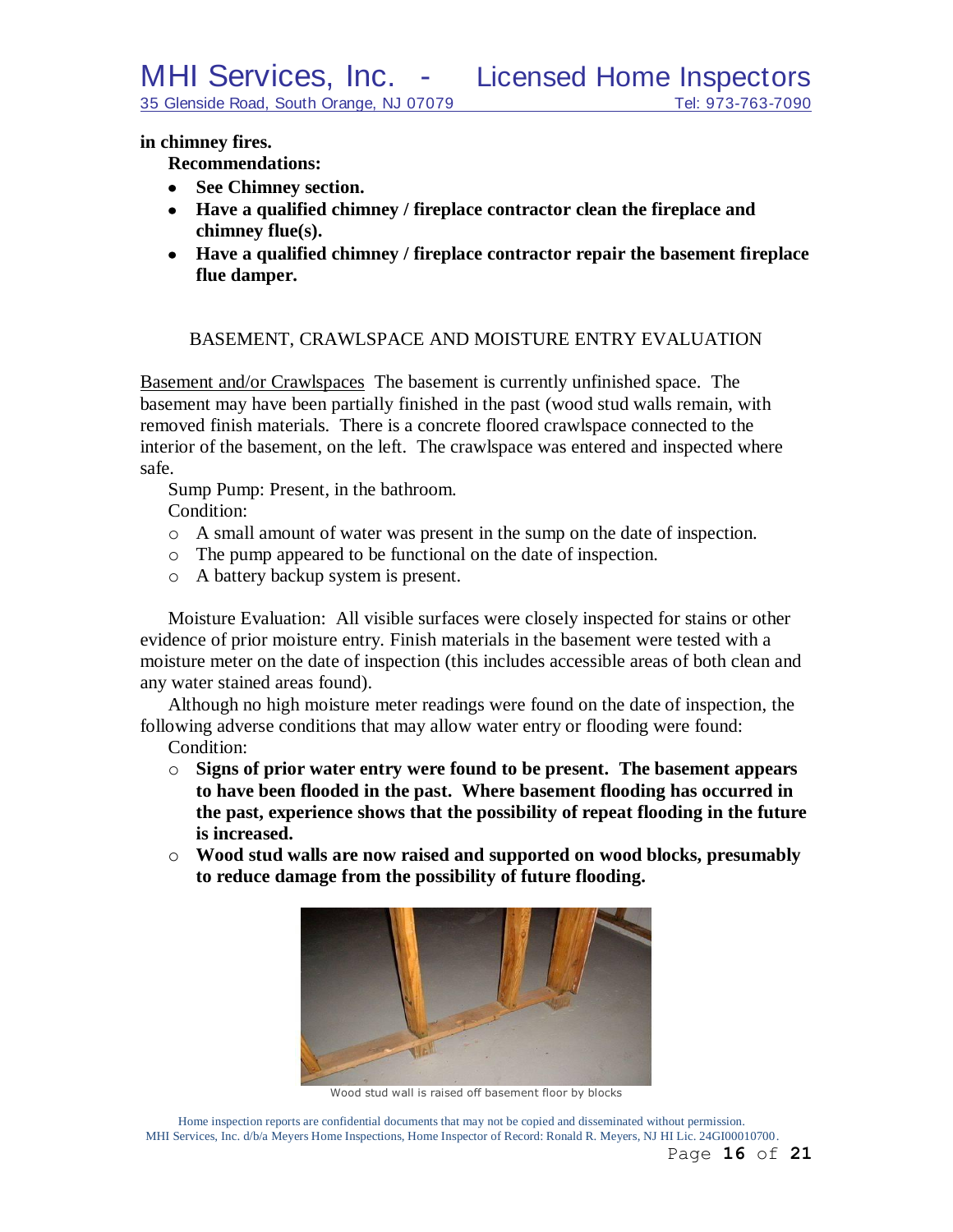**in chimney fires.**

**Recommendations:**

- **See Chimney section.**
- **Have a qualified chimney / fireplace contractor clean the fireplace and chimney flue(s).**
- **Have a qualified chimney / fireplace contractor repair the basement fireplace flue damper.**

## BASEMENT, CRAWLSPACE AND MOISTURE ENTRY EVALUATION

Basement and/or Crawlspaces The basement is currently unfinished space. The basement may have been partially finished in the past (wood stud walls remain, with removed finish materials. There is a concrete floored crawlspace connected to the interior of the basement, on the left. The crawlspace was entered and inspected where safe.

Sump Pump: Present, in the bathroom.

Condition:

- A small amount of water was present in the sump on the date of inspection.
- The pump appeared to be functional on the date of inspection.
- A battery backup system is present.

Moisture Evaluation: All visible surfaces were closely inspected for stains or other evidence of prior moisture entry. Finish materials in the basement were tested with a moisture meter on the date of inspection (this includes accessible areas of both clean and any water stained areas found).

Although no high moisture meter readings were found on the date of inspection, the following adverse conditions that may allow water entry or flooding were found:

Condition:

- **Signs of prior water entry were found to be present. The basement appears to have been flooded in the past. Where basement flooding has occurred in the past, experience shows that the possibility of repeat flooding in the future is increased.**
- **Wood stud walls are now raised and supported on wood blocks, presumably to reduce damage from the possibility of future flooding.**

Wood stud wall is raised off basement floor by blocks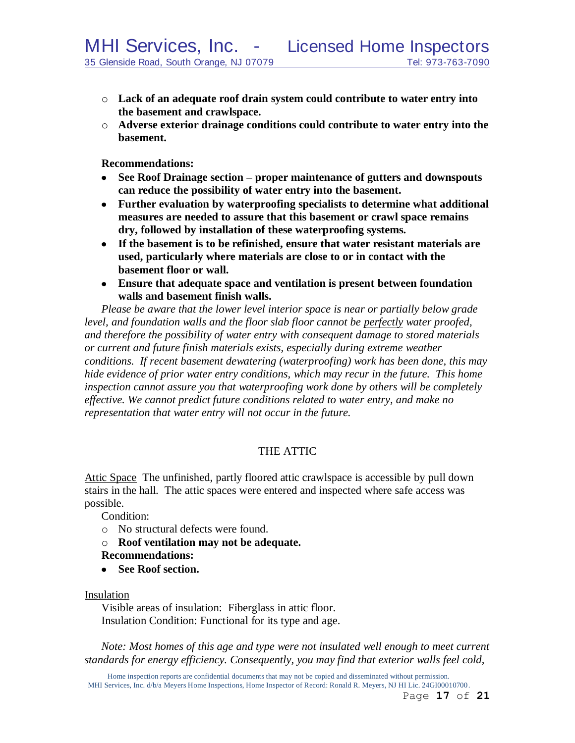- **Lack of an adequate roof drain system could contribute to water entry into the basement and crawlspace.**
- **Adverse exterior drainage conditions could contribute to water entry into the basement.**

**Recommendations:**

- **See Roof Drainage section – proper maintenance of gutters and downspouts can reduce the possibility of water entry into the basement.**
- **Further evaluation by waterproofing specialists to determine what additional measures are needed to assure that this basement or crawl space remains dry, followed by installation of these waterproofing systems.**
- **If the basement is to be refinished, ensure that water resistant materials are used, particularly where materials are close to or in contact with the basement floor or wall.**
- **Ensure that adequate space and ventilation is present between foundation walls and basement finish walls.**

*Please be aware that the lower level interior space is near or partially below grade level, and foundation walls and the floor slab floor cannot be perfectly water proofed, and therefore the possibility of water entry with consequent damage to stored materials or current and future finish materials exists, especially during extreme weather conditions. If recent basement dewatering (waterproofing) work has been done, this may hide evidence of prior water entry conditions, which may recur in the future. This home inspection cannot assure you that waterproofing work done by others will be completely effective. We cannot predict future conditions related to water entry, and make no representation that water entry will not occur in the future.*

## THE ATTIC

Attic Space The unfinished, partly floored attic crawlspace is accessible by pull down stairs in the hall. The attic spaces were entered and inspected where safe access was possible.

Condition:

- No structural defects were found.
- **Roof ventilation may not be adequate.**

**Recommendations:**

- **See Roof section.**

Insulation

Visible areas of insulation: Fiberglass in attic floor.
Insulation Condition: Functional for its type and age.

*Note: Most homes of this age and type were not insulated well enough to meet current standards for energy efficiency. Consequently, you may find that exterior walls feel cold,*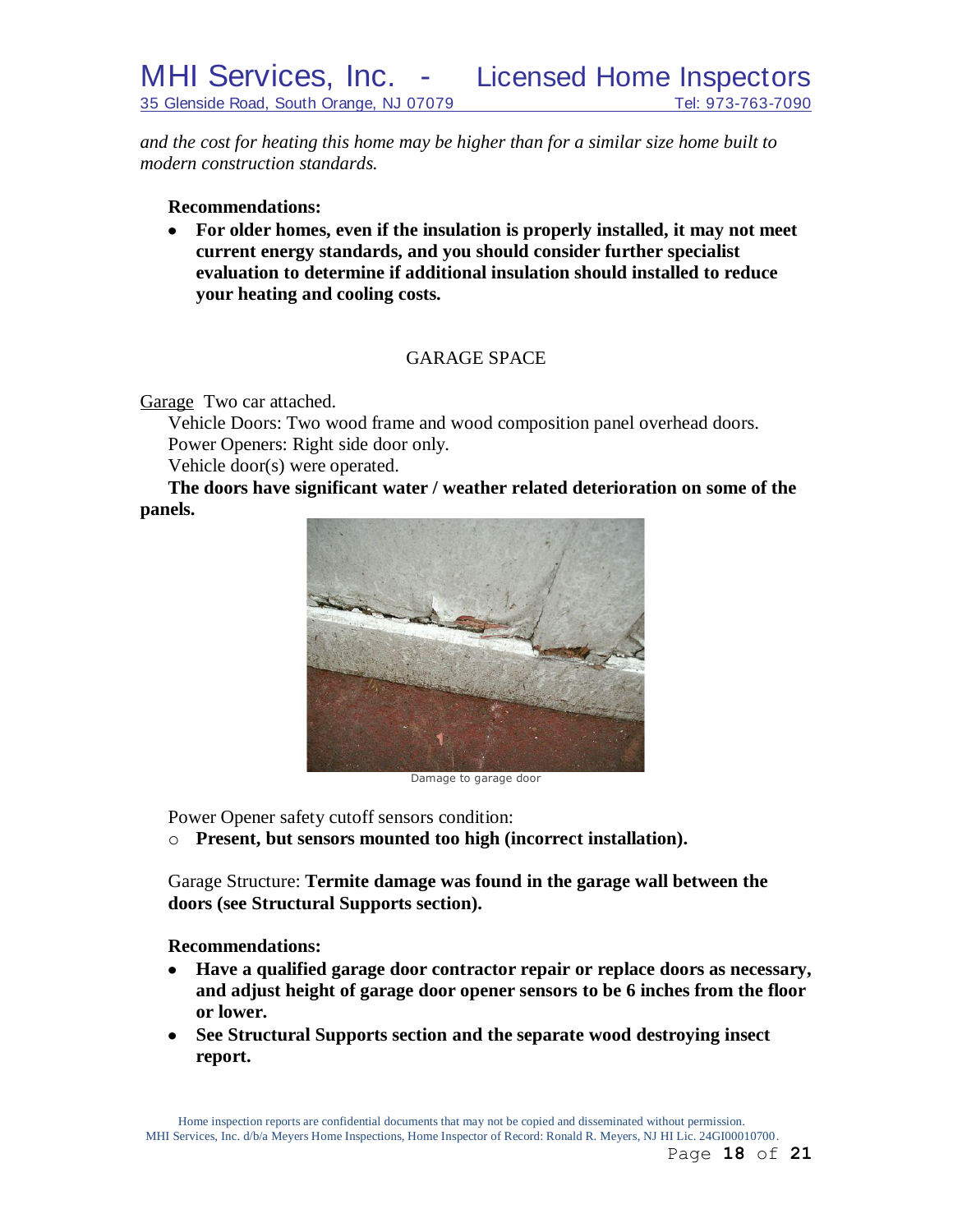*and the cost for heating this home may be higher than for a similar size home built to modern construction standards.*

**Recommendations:**

- **For older homes, even if the insulation is properly installed, it may not meet current energy standards, and you should consider further specialist evaluation to determine if additional insulation should installed to reduce your heating and cooling costs.**

## GARAGE SPACE

Garage Two car attached.

Vehicle Doors: Two wood frame and wood composition panel overhead doors.
Power Openers: Right side door only.
Vehicle door(s) were operated.

**The doors have significant water / weather related deterioration on some of the panels.**

Damage to garage door

Power Opener safety cutoff sensors condition:

- **Present, but sensors mounted too high (incorrect installation).**

Garage Structure: **Termite damage was found in the garage wall between the doors (see Structural Supports section).**

**Recommendations:**

- **Have a qualified garage door contractor repair or replace doors as necessary, and adjust height of garage door opener sensors to be 6 inches from the floor or lower.**
- **See Structural Supports section and the separate wood destroying insect report.**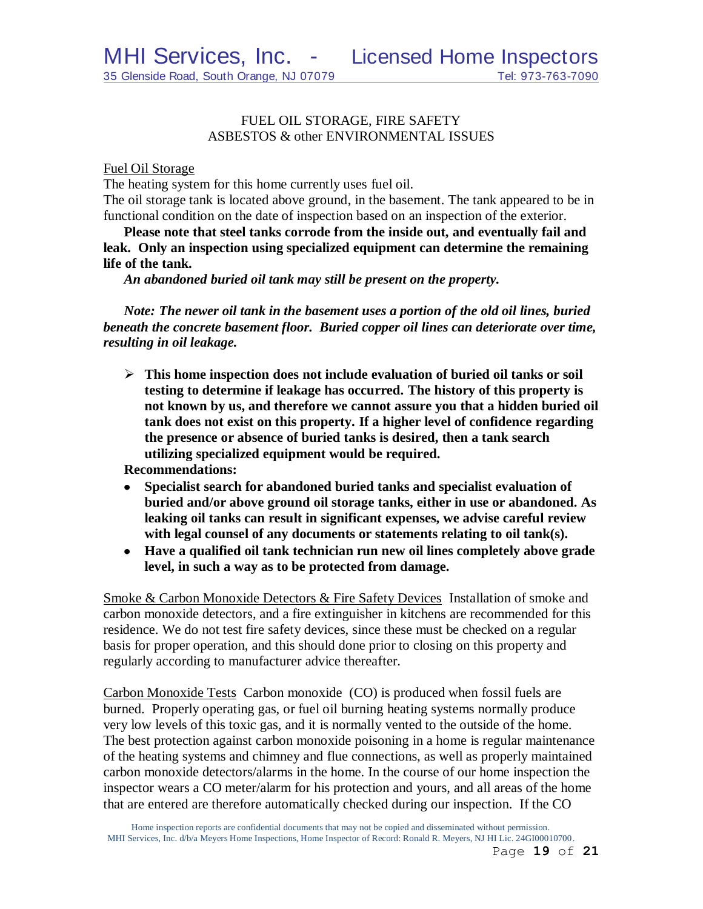## FUEL OIL STORAGE, FIRE SAFETY ASBESTOS & other ENVIRONMENTAL ISSUES

Fuel Oil Storage

The heating system for this home currently uses fuel oil.

The oil storage tank is located above ground, in the basement. The tank appeared to be in functional condition on the date of inspection based on an inspection of the exterior.

**Please note that steel tanks corrode from the inside out, and eventually fail and leak. Only an inspection using specialized equipment can determine the remaining life of the tank.**

***An abandoned buried oil tank may still be present on the property.***

***Note: The newer oil tank in the basement uses a portion of the old oil lines, buried beneath the concrete basement floor. Buried copper oil lines can deteriorate over time, resulting in oil leakage.***

- **This home inspection does not include evaluation of buried oil tanks or soil testing to determine if leakage has occurred. The history of this property is not known by us, and therefore we cannot assure you that a hidden buried oil tank does not exist on this property. If a higher level of confidence regarding the presence or absence of buried tanks is desired, then a tank search utilizing specialized equipment would be required.**

**Recommendations:**

- **Specialist search for abandoned buried tanks and specialist evaluation of buried and/or above ground oil storage tanks, either in use or abandoned. As leaking oil tanks can result in significant expenses, we advise careful review with legal counsel of any documents or statements relating to oil tank(s).**
- **Have a qualified oil tank technician run new oil lines completely above grade level, in such a way as to be protected from damage.**

Smoke & Carbon Monoxide Detectors & Fire Safety Devices Installation of smoke and carbon monoxide detectors, and a fire extinguisher in kitchens are recommended for this residence. We do not test fire safety devices, since these must be checked on a regular basis for proper operation, and this should done prior to closing on this property and regularly according to manufacturer advice thereafter.

Carbon Monoxide Tests Carbon monoxide (CO) is produced when fossil fuels are burned. Properly operating gas, or fuel oil burning heating systems normally produce very low levels of this toxic gas, and it is normally vented to the outside of the home. The best protection against carbon monoxide poisoning in a home is regular maintenance of the heating systems and chimney and flue connections, as well as properly maintained carbon monoxide detectors/alarms in the home. In the course of our home inspection the inspector wears a CO meter/alarm for his protection and yours, and all areas of the home that are entered are therefore automatically checked during our inspection. If the CO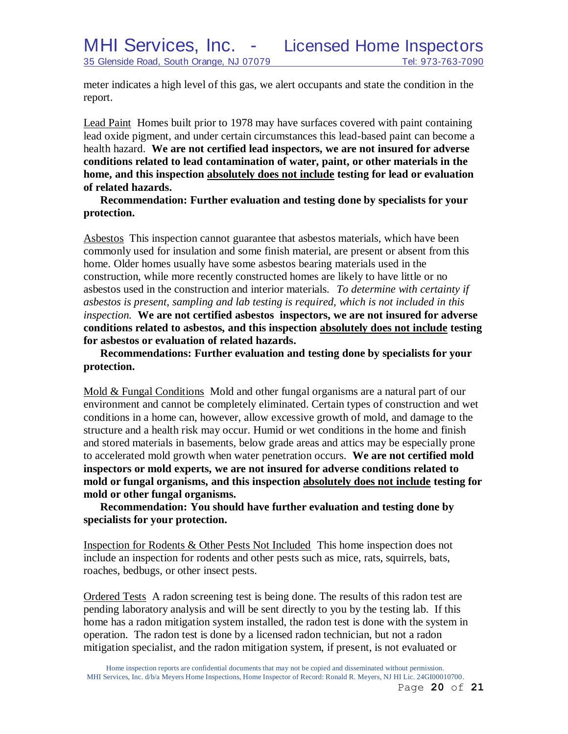meter indicates a high level of this gas, we alert occupants and state the condition in the report.

<u>Lead Paint</u> Homes built prior to 1978 may have surfaces covered with paint containing lead oxide pigment, and under certain circumstances this lead-based paint can become a health hazard. **We are not certified lead inspectors, we are not insured for adverse conditions related to lead contamination of water, paint, or other materials in the home, and this inspection <u>absolutely does not include</u> testing for lead or evaluation of related hazards.**

**Recommendation: Further evaluation and testing done by specialists for your protection.**

<u>Asbestos</u> This inspection cannot guarantee that asbestos materials, which have been commonly used for insulation and some finish material, are present or absent from this home. Older homes usually have some asbestos bearing materials used in the construction, while more recently constructed homes are likely to have little or no asbestos used in the construction and interior materials. *To determine with certainty if asbestos is present, sampling and lab testing is required, which is not included in this inspection.* **We are not certified asbestos inspectors, we are not insured for adverse conditions related to asbestos, and this inspection <u>absolutely does not include</u> testing for asbestos or evaluation of related hazards.**

**Recommendations: Further evaluation and testing done by specialists for your protection.**

<u>Mold & Fungal Conditions</u> Mold and other fungal organisms are a natural part of our environment and cannot be completely eliminated. Certain types of construction and wet conditions in a home can, however, allow excessive growth of mold, and damage to the structure and a health risk may occur. Humid or wet conditions in the home and finish and stored materials in basements, below grade areas and attics may be especially prone to accelerated mold growth when water penetration occurs. **We are not certified mold inspectors or mold experts, we are not insured for adverse conditions related to mold or fungal organisms, and this inspection <u>absolutely does not include</u> testing for mold or other fungal organisms.**

**Recommendation: You should have further evaluation and testing done by specialists for your protection.**

<u>Inspection for Rodents & Other Pests Not Included</u> This home inspection does not include an inspection for rodents and other pests such as mice, rats, squirrels, bats, roaches, bedbugs, or other insect pests.

<u>Ordered Tests</u> A radon screening test is being done. The results of this radon test are pending laboratory analysis and will be sent directly to you by the testing lab. If this home has a radon mitigation system installed, the radon test is done with the system in operation. The radon test is done by a licensed radon technician, but not a radon mitigation specialist, and the radon mitigation system, if present, is not evaluated or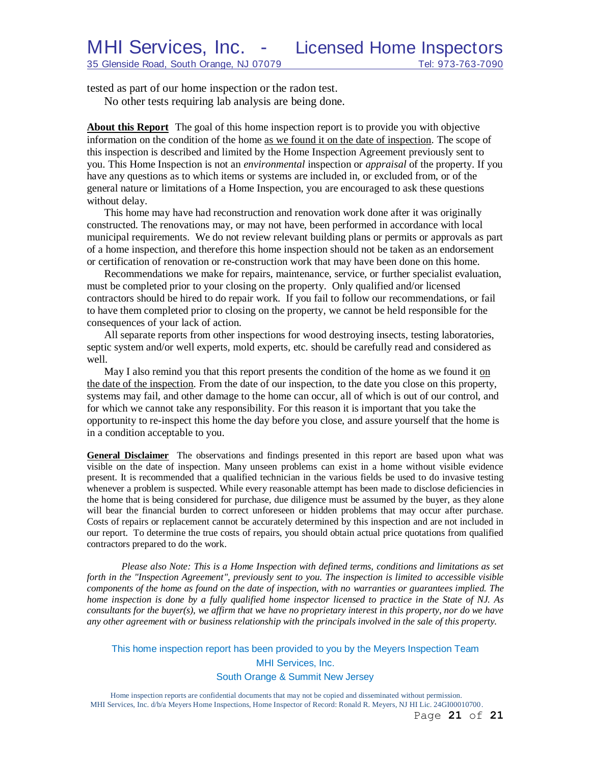tested as part of our home inspection or the radon test.

No other tests requiring lab analysis are being done.

**About this Report** The goal of this home inspection report is to provide you with objective information on the condition of the home as we found it on the date of inspection. The scope of this inspection is described and limited by the Home Inspection Agreement previously sent to you. This Home Inspection is not an *environmental* inspection or *appraisal* of the property. If you have any questions as to which items or systems are included in, or excluded from, or of the general nature or limitations of a Home Inspection, you are encouraged to ask these questions without delay.

This home may have had reconstruction and renovation work done after it was originally constructed. The renovations may, or may not have, been performed in accordance with local municipal requirements. We do not review relevant building plans or permits or approvals as part of a home inspection, and therefore this home inspection should not be taken as an endorsement or certification of renovation or re-construction work that may have been done on this home.

Recommendations we make for repairs, maintenance, service, or further specialist evaluation, must be completed prior to your closing on the property. Only qualified and/or licensed contractors should be hired to do repair work. If you fail to follow our recommendations, or fail to have them completed prior to closing on the property, we cannot be held responsible for the consequences of your lack of action.

All separate reports from other inspections for wood destroying insects, testing laboratories, septic system and/or well experts, mold experts, etc. should be carefully read and considered as well.

May I also remind you that this report presents the condition of the home as we found it on the date of the inspection. From the date of our inspection, to the date you close on this property, systems may fail, and other damage to the home can occur, all of which is out of our control, and for which we cannot take any responsibility. For this reason it is important that you take the opportunity to re-inspect this home the day before you close, and assure yourself that the home is in a condition acceptable to you.

**General Disclaimer** The observations and findings presented in this report are based upon what was visible on the date of inspection. Many unseen problems can exist in a home without visible evidence present. It is recommended that a qualified technician in the various fields be used to do invasive testing whenever a problem is suspected. While every reasonable attempt has been made to disclose deficiencies in the home that is being considered for purchase, due diligence must be assumed by the buyer, as they alone will bear the financial burden to correct unforeseen or hidden problems that may occur after purchase. Costs of repairs or replacement cannot be accurately determined by this inspection and are not included in our report. To determine the true costs of repairs, you should obtain actual price quotations from qualified contractors prepared to do the work.

*Please also Note: This is a Home Inspection with defined terms, conditions and limitations as set forth in the "Inspection Agreement", previously sent to you. The inspection is limited to accessible visible components of the home as found on the date of inspection, with no warranties or guarantees implied. The home inspection is done by a fully qualified home inspector licensed to practice in the State of NJ. As consultants for the buyer(s), we affirm that we have no proprietary interest in this property, nor do we have any other agreement with or business relationship with the principals involved in the sale of this property.*

This home inspection report has been provided to you by the Meyers Inspection Team

MHI Services, Inc.

South Orange & Summit New Jersey

Home inspection reports are confidential documents that may not be copied and disseminated without permission.
MHI Services, Inc. d/b/a Meyers Home Inspections, Home Inspector of Record: Ronald R. Meyers, NJ HI Lic. 24GI00010700.